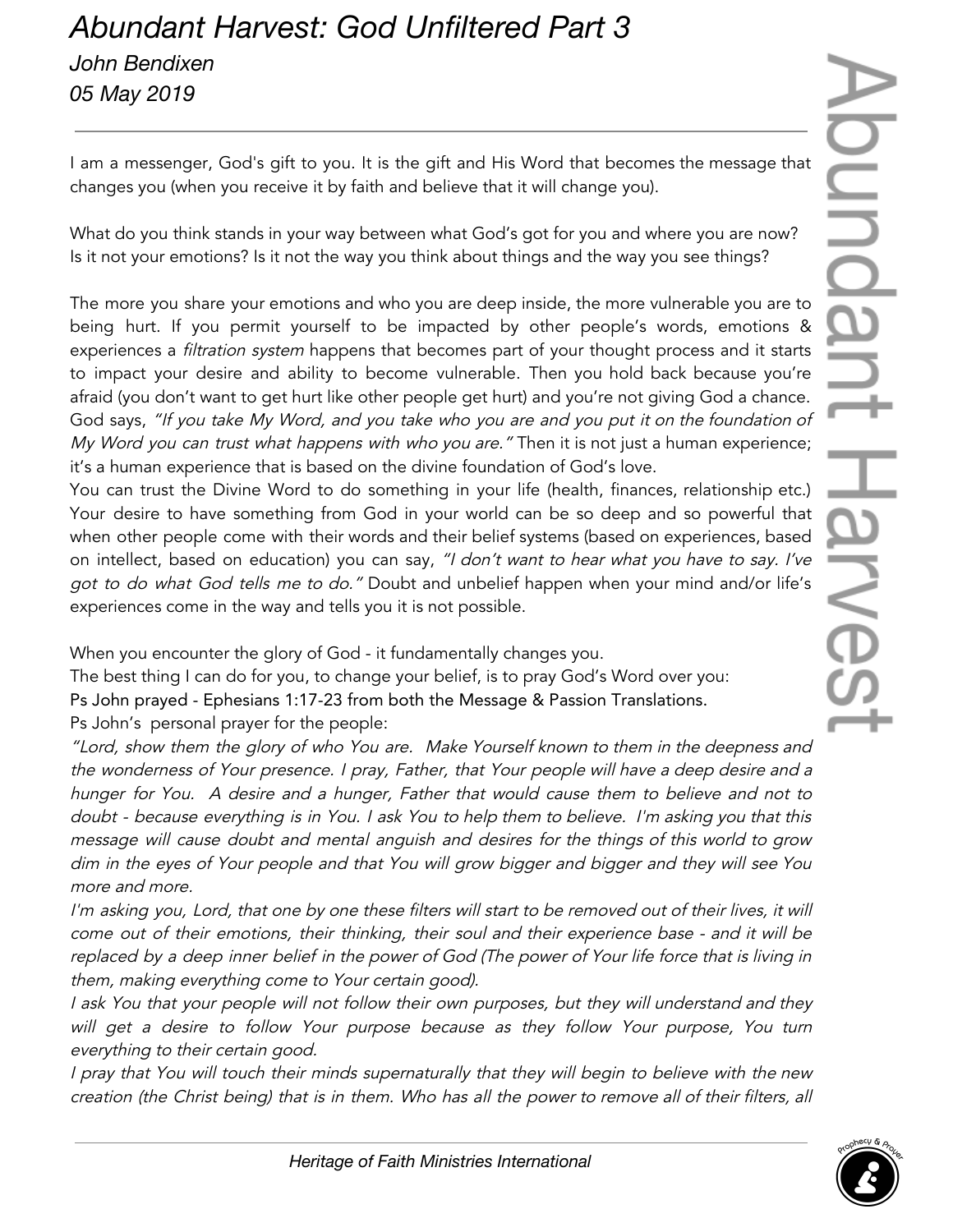# Abundant Harvest: God Unfiltered Part 3

*John Bendixen*

*05 May 2019*

---

I am a messenger, God's gift to you. It is the gift and His Word that becomes the message that changes you (when you receive it by faith and believe that it will change you).

What do you think stands in your way between what God's got for you and where you are now? Is it not your emotions? Is it not the way you think about things and the way you see things?

The more you share your emotions and who you are deep inside, the more vulnerable you are to being hurt. If you permit yourself to be impacted by other people's words, emotions & experiences a *filtration system* happens that becomes part of your thought process and it starts to impact your desire and ability to become vulnerable. Then you hold back because you're afraid (you don't want to get hurt like other people get hurt) and you're not giving God a chance. God says, *"If you take My Word, and you take who you are and you put it on the foundation of My Word you can trust what happens with who you are."* Then it is not just a human experience; it's a human experience that is based on the divine foundation of God's love.

You can trust the Divine Word to do something in your life (health, finances, relationship etc.) Your desire to have something from God in your world can be so deep and so powerful that when other people come with their words and their belief systems (based on experiences, based on intellect, based on education) you can say, *"I don't want to hear what you have to say. I've got to do what God tells me to do."* Doubt and unbelief happen when your mind and/or life's experiences come in the way and tells you it is not possible.

When you encounter the glory of God - it fundamentally changes you.

The best thing I can do for you, to change your belief, is to pray God's Word over you:

Ps John prayed - Ephesians 1:17-23 from both the Message & Passion Translations.

Ps John's personal prayer for the people:

*"Lord, show them the glory of who You are. Make Yourself known to them in the deepness and the wonderness of Your presence. I pray, Father, that Your people will have a deep desire and a hunger for You. A desire and a hunger, Father that would cause them to believe and not to doubt - because everything is in You. I ask You to help them to believe. I'm asking you that this message will cause doubt and mental anguish and desires for the things of this world to grow dim in the eyes of Your people and that You will grow bigger and bigger and they will see You more and more.*

*I'm asking you, Lord, that one by one these filters will start to be removed out of their lives, it will come out of their emotions, their thinking, their soul and their experience base - and it will be replaced by a deep inner belief in the power of God (The power of Your life force that is living in them, making everything come to Your certain good).*

*I ask You that your people will not follow their own purposes, but they will understand and they will get a desire to follow Your purpose because as they follow Your purpose, You turn everything to their certain good.*

*I pray that You will touch their minds supernaturally that they will begin to believe with the new creation (the Christ being) that is in them. Who has all the power to remove all of their filters, all*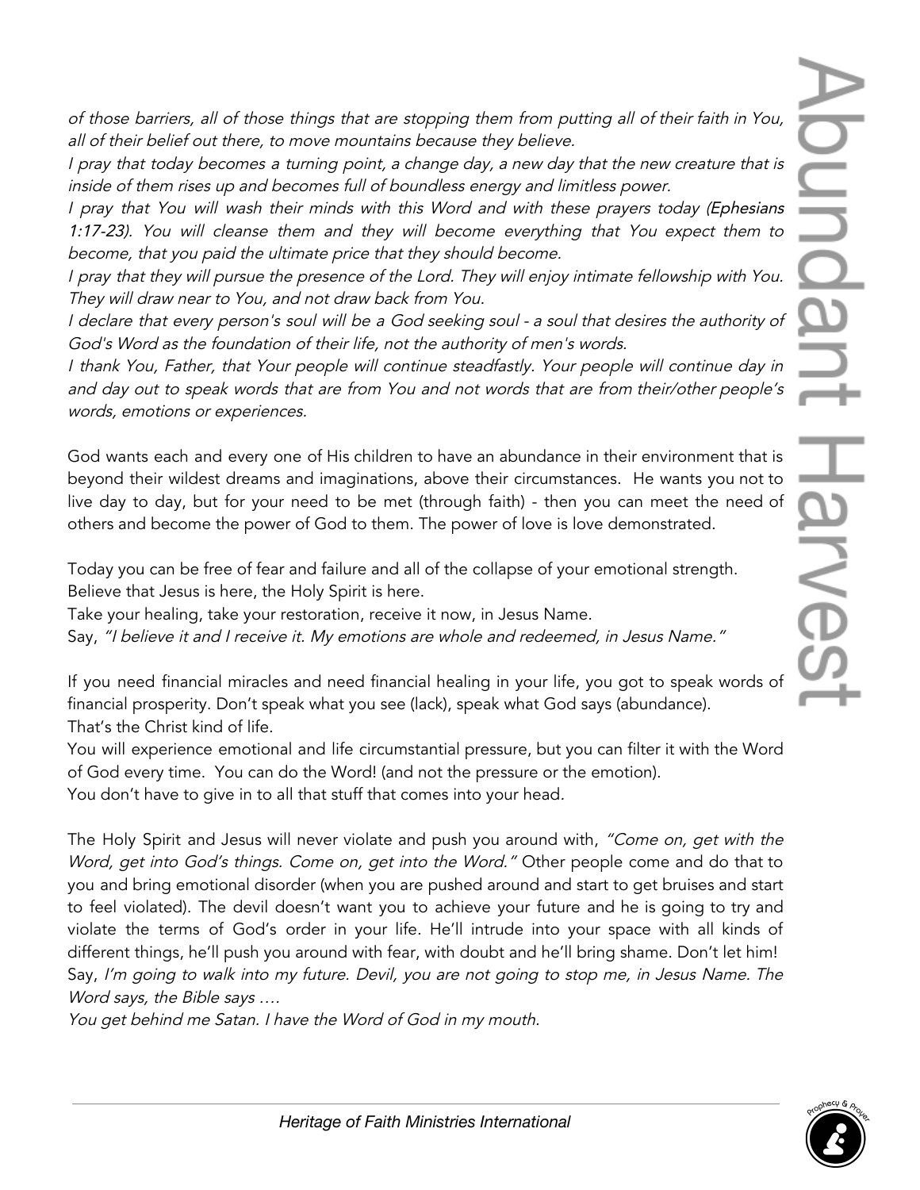*of those barriers, all of those things that are stopping them from putting all of their faith in You, all of their belief out there, to move mountains because they believe.*

*I pray that today becomes a turning point, a change day, a new day that the new creature that is inside of them rises up and becomes full of boundless energy and limitless power.*

*I pray that You will wash their minds with this Word and with these prayers today (**Ephesians 1:17-23**). You will cleanse them and they will become everything that You expect them to become, that you paid the ultimate price that they should become.*

*I pray that they will pursue the presence of the Lord. They will enjoy intimate fellowship with You. They will draw near to You, and not draw back from You.*

*I declare that every person's soul will be a God seeking soul - a soul that desires the authority of God's Word as the foundation of their life, not the authority of men's words.*

*I thank You, Father, that Your people will continue steadfastly. Your people will continue day in and day out to speak words that are from You and not words that are from their/other people's words, emotions or experiences.*

God wants each and every one of His children to have an abundance in their environment that is beyond their wildest dreams and imaginations, above their circumstances. He wants you not to live day to day, but for your need to be met (through faith) - then you can meet the need of others and become the power of God to them. The power of love is love demonstrated.

Today you can be free of fear and failure and all of the collapse of your emotional strength.
Believe that Jesus is here, the Holy Spirit is here.
Take your healing, take your restoration, receive it now, in Jesus Name.
Say, *"I believe it and I receive it. My emotions are whole and redeemed, in Jesus Name."*

If you need financial miracles and need financial healing in your life, you got to speak words of financial prosperity. Don't speak what you see (lack), speak what God says (abundance).
That's the Christ kind of life.
You will experience emotional and life circumstantial pressure, but you can filter it with the Word of God every time. You can do the Word! (and not the pressure or the emotion).
You don't have to give in to all that stuff that comes into your head.

The Holy Spirit and Jesus will never violate and push you around with, *"Come on, get with the Word, get into God's things. Come on, get into the Word."* Other people come and do that to you and bring emotional disorder (when you are pushed around and start to get bruises and start to feel violated). The devil doesn't want you to achieve your future and he is going to try and violate the terms of God's order in your life. He'll intrude into your space with all kinds of different things, he'll push you around with fear, with doubt and he'll bring shame. Don't let him!
Say, *I'm going to walk into my future. Devil, you are not going to stop me, in Jesus Name. The Word says, the Bible says ….*
*You get behind me Satan. I have the Word of God in my mouth.*